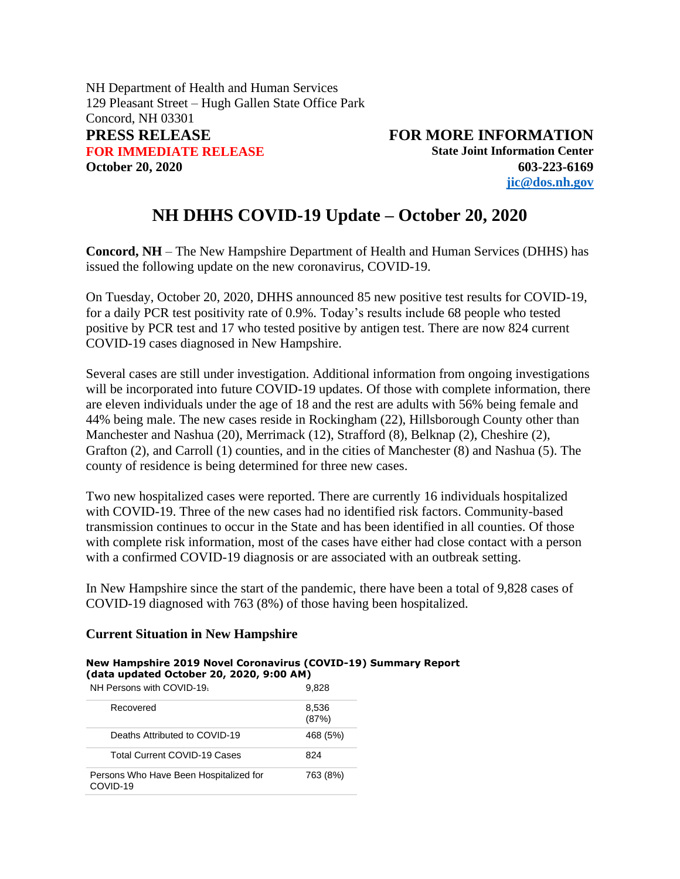NH Department of Health and Human Services
129 Pleasant Street – Hugh Gallen State Office Park
Concord, NH 03301

**PRESS RELEASE**
**FOR IMMEDIATE RELEASE**
**October 20, 2020**

**FOR MORE INFORMATION**
**State Joint Information Center**
**603-223-6169**
**jic@dos.nh.gov**

# NH DHHS COVID-19 Update – October 20, 2020

**Concord, NH** – The New Hampshire Department of Health and Human Services (DHHS) has issued the following update on the new coronavirus, COVID-19.

On Tuesday, October 20, 2020, DHHS announced 85 new positive test results for COVID-19, for a daily PCR test positivity rate of 0.9%. Today's results include 68 people who tested positive by PCR test and 17 who tested positive by antigen test. There are now 824 current COVID-19 cases diagnosed in New Hampshire.

Several cases are still under investigation. Additional information from ongoing investigations will be incorporated into future COVID-19 updates. Of those with complete information, there are eleven individuals under the age of 18 and the rest are adults with 56% being female and 44% being male. The new cases reside in Rockingham (22), Hillsborough County other than Manchester and Nashua (20), Merrimack (12), Strafford (8), Belknap (2), Cheshire (2), Grafton (2), and Carroll (1) counties, and in the cities of Manchester (8) and Nashua (5). The county of residence is being determined for three new cases.

Two new hospitalized cases were reported. There are currently 16 individuals hospitalized with COVID-19. Three of the new cases had no identified risk factors. Community-based transmission continues to occur in the State and has been identified in all counties. Of those with complete risk information, most of the cases have either had close contact with a person with a confirmed COVID-19 diagnosis or are associated with an outbreak setting.

In New Hampshire since the start of the pandemic, there have been a total of 9,828 cases of COVID-19 diagnosed with 763 (8%) of those having been hospitalized.

### Current Situation in New Hampshire

**New Hampshire 2019 Novel Coronavirus (COVID-19) Summary Report (data updated October 20, 2020, 9:00 AM)**

| | |
|---|---|
| NH Persons with COVID-19[1] | 9,828 |
| Recovered | 8,536 (87%) |
| Deaths Attributed to COVID-19 | 468 (5%) |
| Total Current COVID-19 Cases | 824 |
| Persons Who Have Been Hospitalized for COVID-19 | 763 (8%) |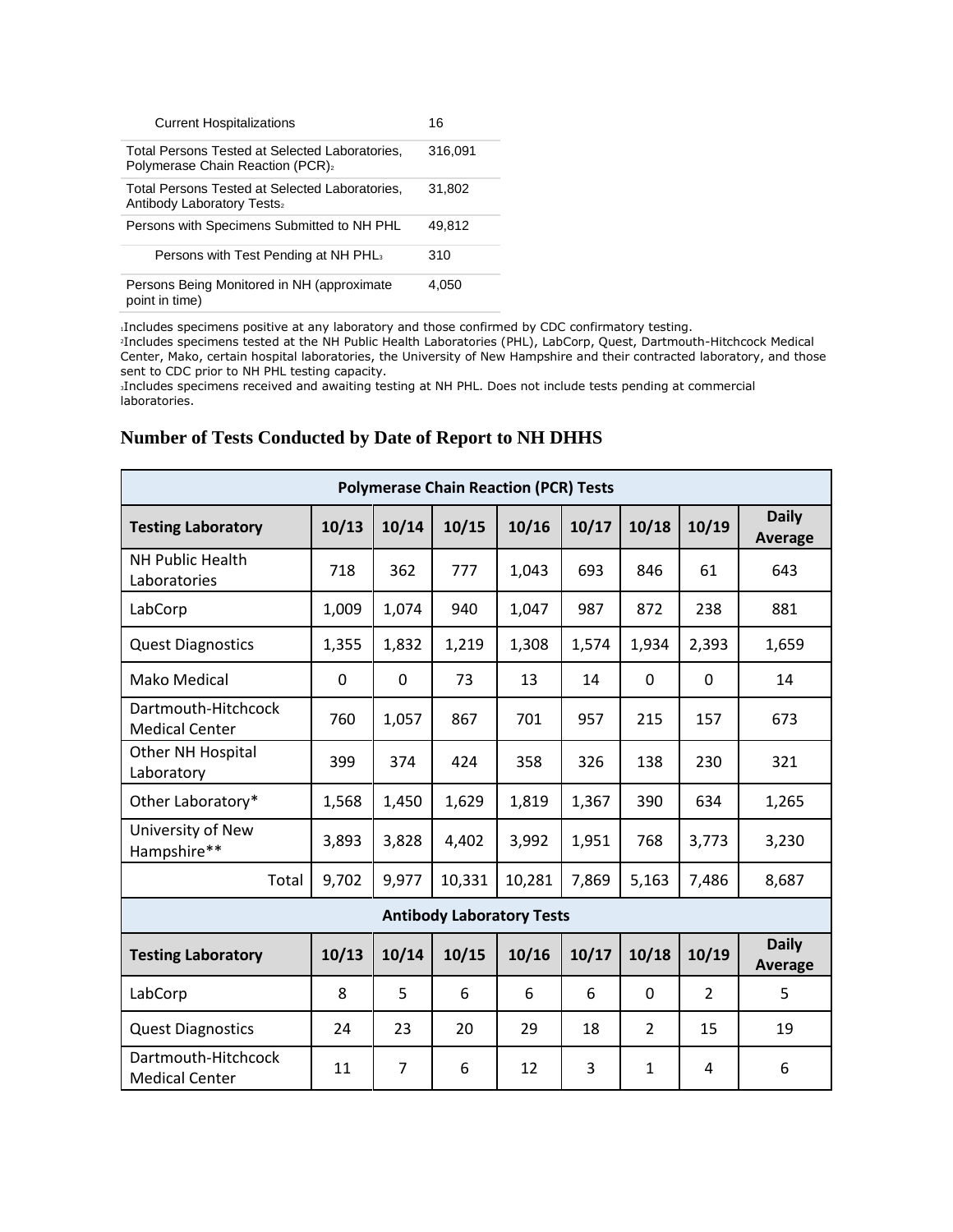| | |
|---|---|
| Current Hospitalizations | 16 |
| Total Persons Tested at Selected Laboratories, Polymerase Chain Reaction (PCR)[2] | 316,091 |
| Total Persons Tested at Selected Laboratories, Antibody Laboratory Tests[2] | 31,802 |
| Persons with Specimens Submitted to NH PHL | 49,812 |
| Persons with Test Pending at NH PHL[3] | 310 |
| Persons Being Monitored in NH (approximate point in time) | 4,050 |

[1]Includes specimens positive at any laboratory and those confirmed by CDC confirmatory testing.
[2]Includes specimens tested at the NH Public Health Laboratories (PHL), LabCorp, Quest, Dartmouth-Hitchcock Medical Center, Mako, certain hospital laboratories, the University of New Hampshire and their contracted laboratory, and those sent to CDC prior to NH PHL testing capacity.
[3]Includes specimens received and awaiting testing at NH PHL. Does not include tests pending at commercial laboratories.

## Number of Tests Conducted by Date of Report to NH DHHS

| Polymerase Chain Reaction (PCR) Tests | | | | | | | | |
|---|---|---|---|---|---|---|---|---|
| **Testing Laboratory** | **10/13** | **10/14** | **10/15** | **10/16** | **10/17** | **10/18** | **10/19** | **Daily Average** |
| NH Public Health Laboratories | 718 | 362 | 777 | 1,043 | 693 | 846 | 61 | 643 |
| LabCorp | 1,009 | 1,074 | 940 | 1,047 | 987 | 872 | 238 | 881 |
| Quest Diagnostics | 1,355 | 1,832 | 1,219 | 1,308 | 1,574 | 1,934 | 2,393 | 1,659 |
| Mako Medical | 0 | 0 | 73 | 13 | 14 | 0 | 0 | 14 |
| Dartmouth-Hitchcock Medical Center | 760 | 1,057 | 867 | 701 | 957 | 215 | 157 | 673 |
| Other NH Hospital Laboratory | 399 | 374 | 424 | 358 | 326 | 138 | 230 | 321 |
| Other Laboratory* | 1,568 | 1,450 | 1,629 | 1,819 | 1,367 | 390 | 634 | 1,265 |
| University of New Hampshire** | 3,893 | 3,828 | 4,402 | 3,992 | 1,951 | 768 | 3,773 | 3,230 |
| Total | 9,702 | 9,977 | 10,331 | 10,281 | 7,869 | 5,163 | 7,486 | 8,687 |

| Antibody Laboratory Tests | | | | | | | | |
|---|---|---|---|---|---|---|---|---|
| **Testing Laboratory** | **10/13** | **10/14** | **10/15** | **10/16** | **10/17** | **10/18** | **10/19** | **Daily Average** |
| LabCorp | 8 | 5 | 6 | 6 | 6 | 0 | 2 | 5 |
| Quest Diagnostics | 24 | 23 | 20 | 29 | 18 | 2 | 15 | 19 |
| Dartmouth-Hitchcock Medical Center | 11 | 7 | 6 | 12 | 3 | 1 | 4 | 6 |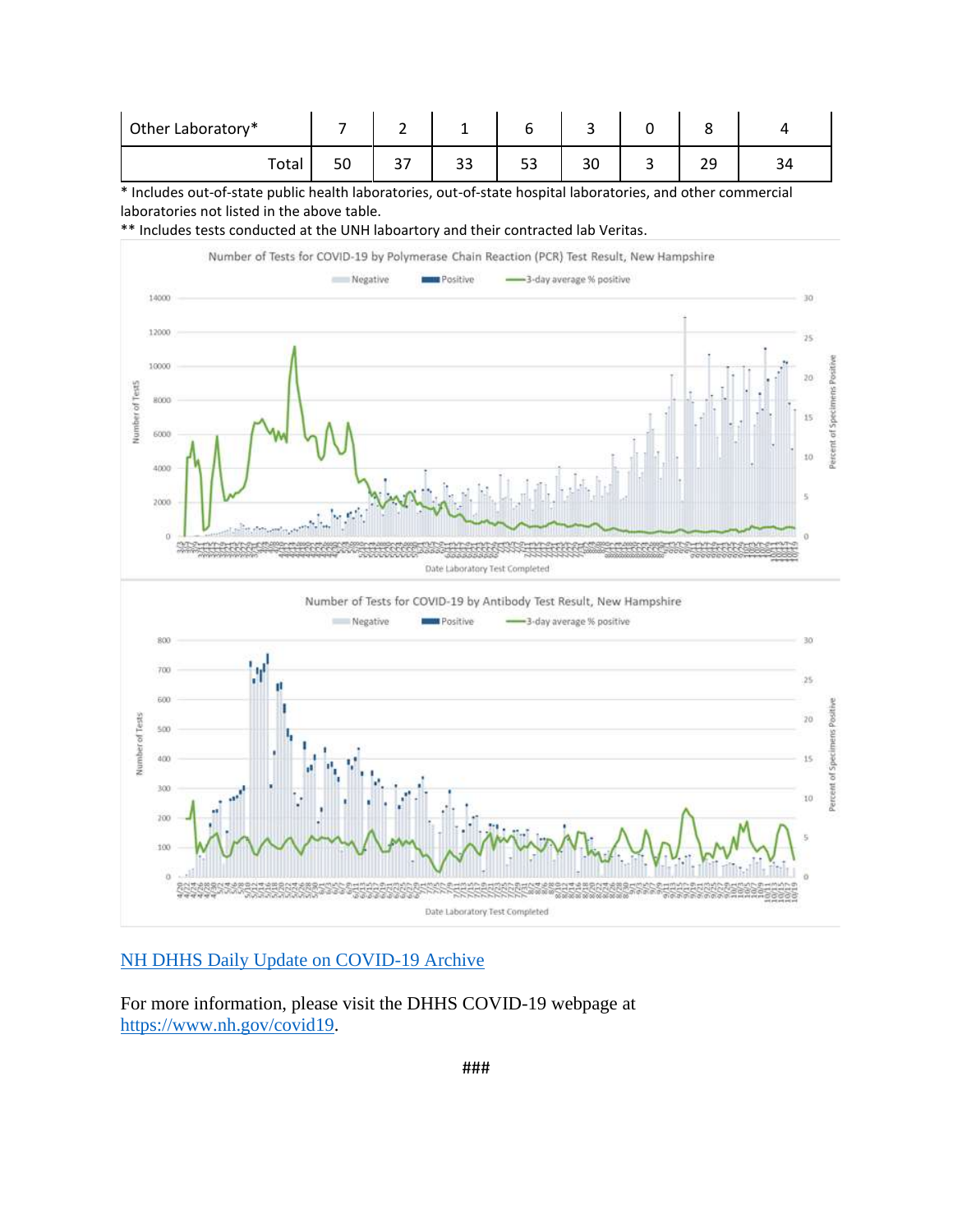| | | | | | | | | |
|---|---|---|---|---|---|---|---|---|
| Other Laboratory* | 7 | 2 | 1 | 6 | 3 | 0 | 8 | 4 |
| Total | 50 | 37 | 33 | 53 | 30 | 3 | 29 | 34 |

\* Includes out-of-state public health laboratories, out-of-state hospital laboratories, and other commercial laboratories not listed in the above table.

** Includes tests conducted at the UNH laboartory and their contracted lab Veritas.

Number of Tests for COVID-19 by Polymerase Chain Reaction (PCR) Test Result, New Hampshire

Negative
Positive
3-day average % positive

Number of Tests

Percent of Specimens Positive

Date Laboratory Test Completed

Number of Tests for COVID-19 by Antibody Test Result, New Hampshire

Negative
Positive
3-day average % positive

Number of Tests

Percent of Specimens Positive

Date Laboratory Test Completed

[NH DHHS Daily Update on COVID-19 Archive]()

For more information, please visit the DHHS COVID-19 webpage at [https://www.nh.gov/covid19](https://www.nh.gov/covid19).

###